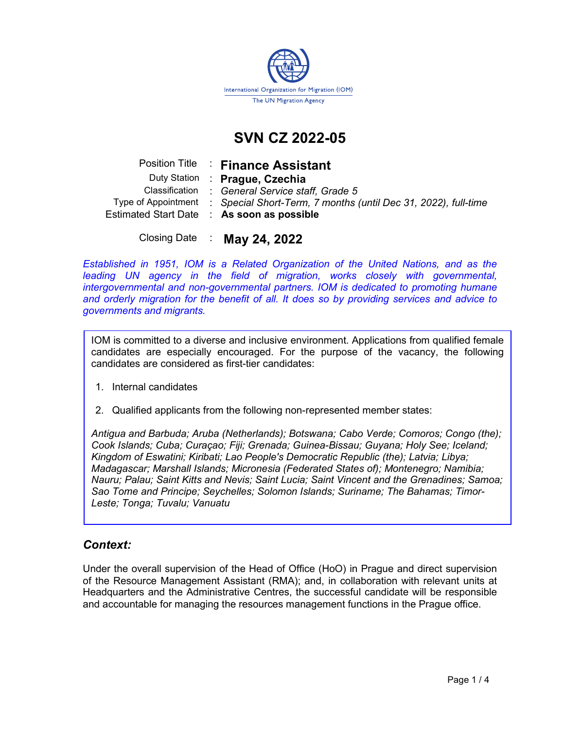International Organization for Migration (IOM)
The UN Migration Agency

# SVN CZ 2022-05

| | | |
|---|---|---|
| Position Title | : | **Finance Assistant** |
| Duty Station | : | **Prague, Czechia** |
| Classification | : | *General Service staff, Grade 5* |
| Type of Appointment | : | *Special Short-Term, 7 months (until Dec 31, 2022), full-time* |
| Estimated Start Date | : | **As soon as possible** |
| Closing Date | : | **May 24, 2022** |

*Established in 1951, IOM is a Related Organization of the United Nations, and as the leading UN agency in the field of migration, works closely with governmental, intergovernmental and non-governmental partners. IOM is dedicated to promoting humane and orderly migration for the benefit of all. It does so by providing services and advice to governments and migrants.*

IOM is committed to a diverse and inclusive environment. Applications from qualified female candidates are especially encouraged. For the purpose of the vacancy, the following candidates are considered as first-tier candidates:

1. Internal candidates
2. Qualified applicants from the following non-represented member states:

*Antigua and Barbuda; Aruba (Netherlands); Botswana; Cabo Verde; Comoros; Congo (the); Cook Islands; Cuba; Curaçao; Fiji; Grenada; Guinea-Bissau; Guyana; Holy See; Iceland; Kingdom of Eswatini; Kiribati; Lao People's Democratic Republic (the); Latvia; Libya; Madagascar; Marshall Islands; Micronesia (Federated States of); Montenegro; Namibia; Nauru; Palau; Saint Kitts and Nevis; Saint Lucia; Saint Vincent and the Grenadines; Samoa; Sao Tome and Principe; Seychelles; Solomon Islands; Suriname; The Bahamas; Timor-Leste; Tonga; Tuvalu; Vanuatu*

## *Context:*

Under the overall supervision of the Head of Office (HoO) in Prague and direct supervision of the Resource Management Assistant (RMA); and, in collaboration with relevant units at Headquarters and the Administrative Centres, the successful candidate will be responsible and accountable for managing the resources management functions in the Prague office.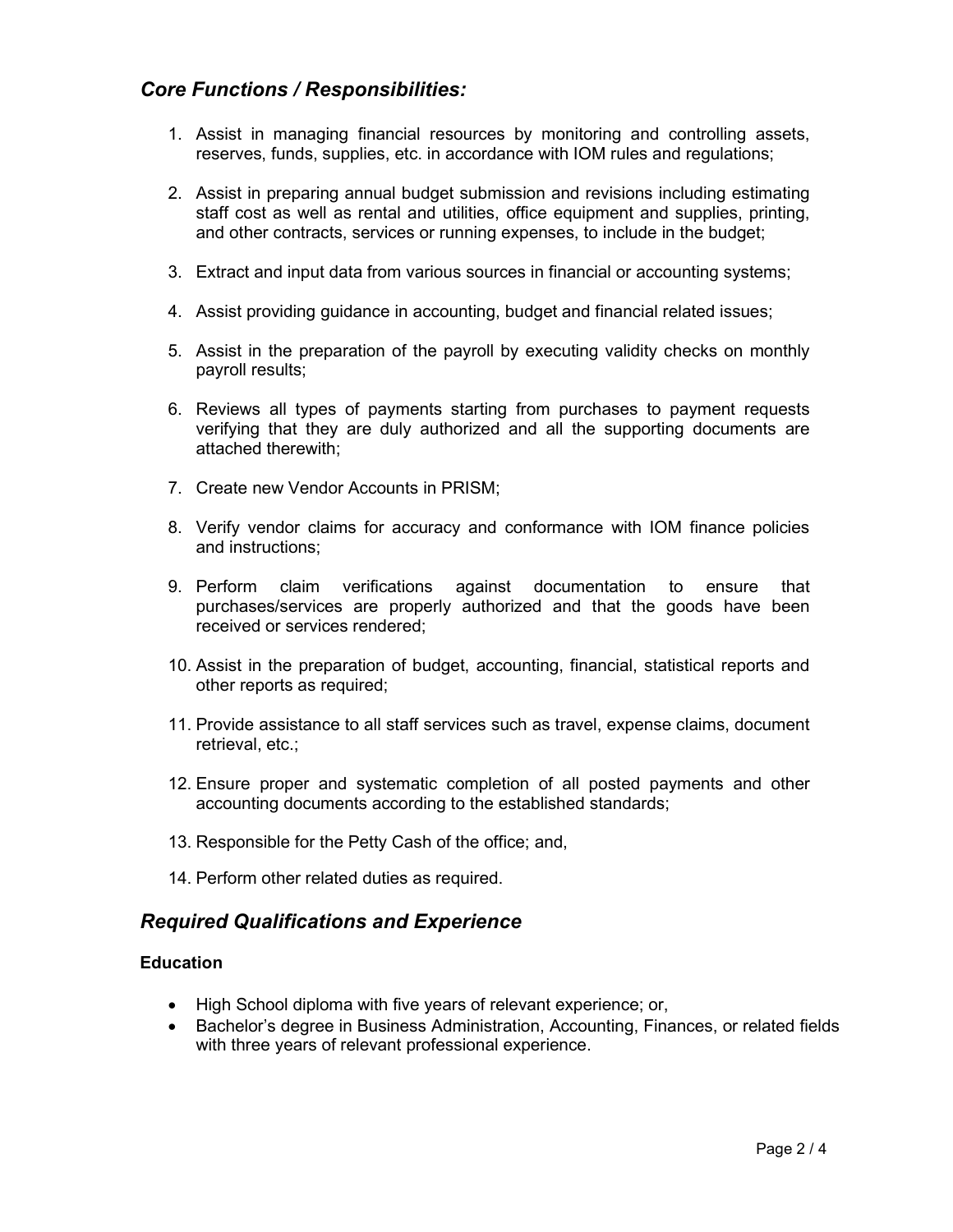## *Core Functions / Responsibilities:*

1. Assist in managing financial resources by monitoring and controlling assets, reserves, funds, supplies, etc. in accordance with IOM rules and regulations;
2. Assist in preparing annual budget submission and revisions including estimating staff cost as well as rental and utilities, office equipment and supplies, printing, and other contracts, services or running expenses, to include in the budget;
3. Extract and input data from various sources in financial or accounting systems;
4. Assist providing guidance in accounting, budget and financial related issues;
5. Assist in the preparation of the payroll by executing validity checks on monthly payroll results;
6. Reviews all types of payments starting from purchases to payment requests verifying that they are duly authorized and all the supporting documents are attached therewith;
7. Create new Vendor Accounts in PRISM;
8. Verify vendor claims for accuracy and conformance with IOM finance policies and instructions;
9. Perform claim verifications against documentation to ensure that purchases/services are properly authorized and that the goods have been received or services rendered;
10. Assist in the preparation of budget, accounting, financial, statistical reports and other reports as required;
11. Provide assistance to all staff services such as travel, expense claims, document retrieval, etc.;
12. Ensure proper and systematic completion of all posted payments and other accounting documents according to the established standards;
13. Responsible for the Petty Cash of the office; and,
14. Perform other related duties as required.

## *Required Qualifications and Experience*

### Education

- High School diploma with five years of relevant experience; or,
- Bachelor's degree in Business Administration, Accounting, Finances, or related fields with three years of relevant professional experience.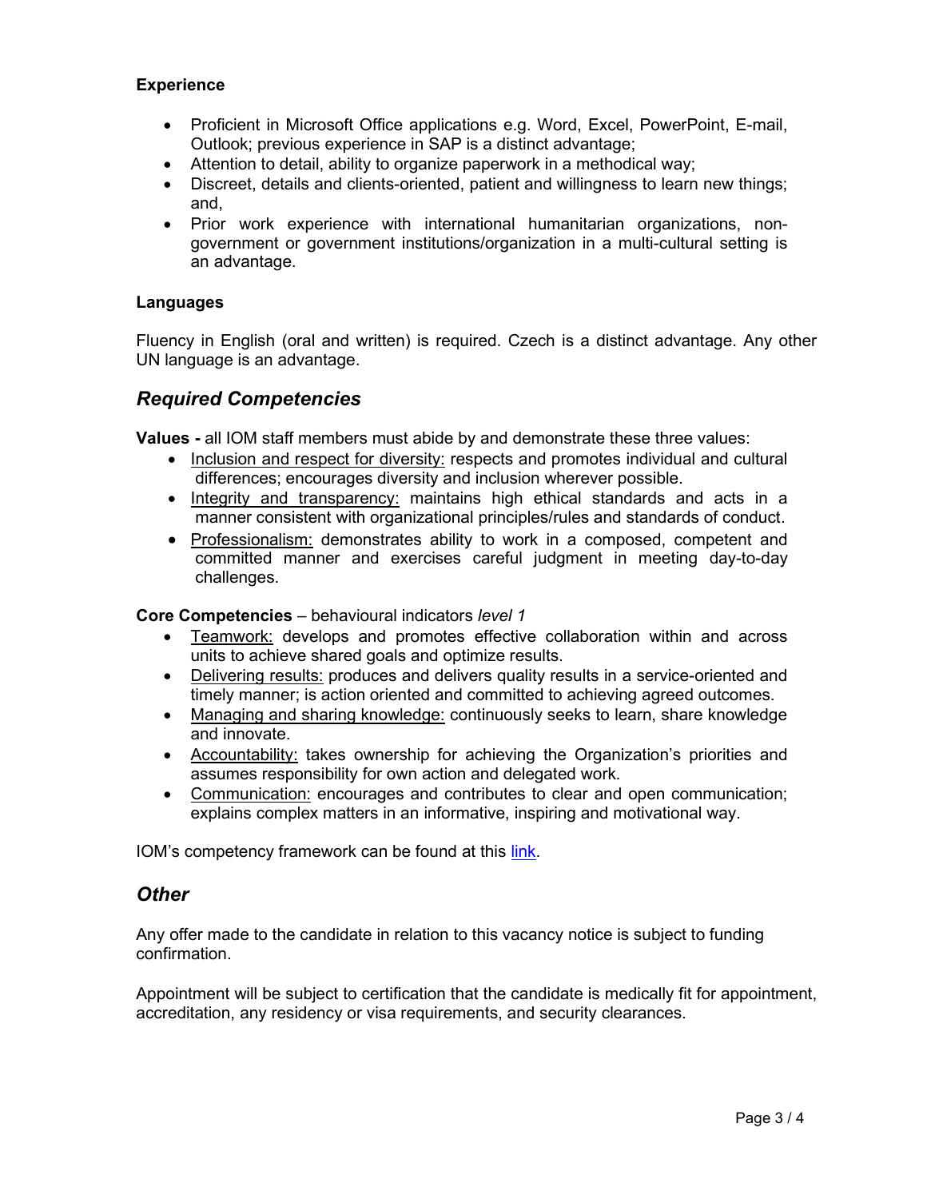**Experience**

- Proficient in Microsoft Office applications e.g. Word, Excel, PowerPoint, E-mail, Outlook; previous experience in SAP is a distinct advantage;
- Attention to detail, ability to organize paperwork in a methodical way;
- Discreet, details and clients-oriented, patient and willingness to learn new things; and,
- Prior work experience with international humanitarian organizations, non-government or government institutions/organization in a multi-cultural setting is an advantage.

**Languages**

Fluency in English (oral and written) is required. Czech is a distinct advantage. Any other UN language is an advantage.

## *Required Competencies*

**Values -** all IOM staff members must abide by and demonstrate these three values:

- Inclusion and respect for diversity: respects and promotes individual and cultural differences; encourages diversity and inclusion wherever possible.
- Integrity and transparency: maintains high ethical standards and acts in a manner consistent with organizational principles/rules and standards of conduct.
- Professionalism: demonstrates ability to work in a composed, competent and committed manner and exercises careful judgment in meeting day-to-day challenges.

**Core Competencies** – behavioural indicators *level 1*

- Teamwork: develops and promotes effective collaboration within and across units to achieve shared goals and optimize results.
- Delivering results: produces and delivers quality results in a service-oriented and timely manner; is action oriented and committed to achieving agreed outcomes.
- Managing and sharing knowledge: continuously seeks to learn, share knowledge and innovate.
- Accountability: takes ownership for achieving the Organization's priorities and assumes responsibility for own action and delegated work.
- Communication: encourages and contributes to clear and open communication; explains complex matters in an informative, inspiring and motivational way.

IOM's competency framework can be found at this link.

## *Other*

Any offer made to the candidate in relation to this vacancy notice is subject to funding confirmation.

Appointment will be subject to certification that the candidate is medically fit for appointment, accreditation, any residency or visa requirements, and security clearances.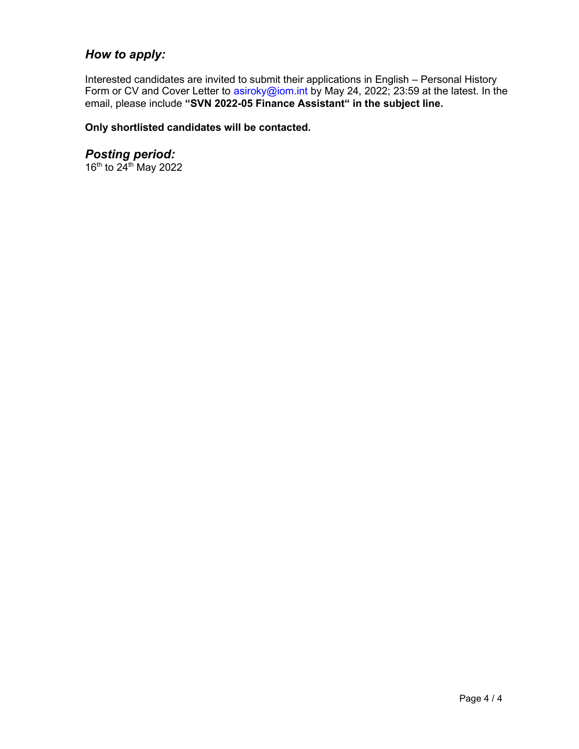### *How to apply:*

Interested candidates are invited to submit their applications in English – Personal History Form or CV and Cover Letter to asiroky@iom.int by May 24, 2022; 23:59 at the latest. In the email, please include **"SVN 2022-05 Finance Assistant" in the subject line.**

**Only shortlisted candidates will be contacted.**

### *Posting period:*

16th to 24th May 2022